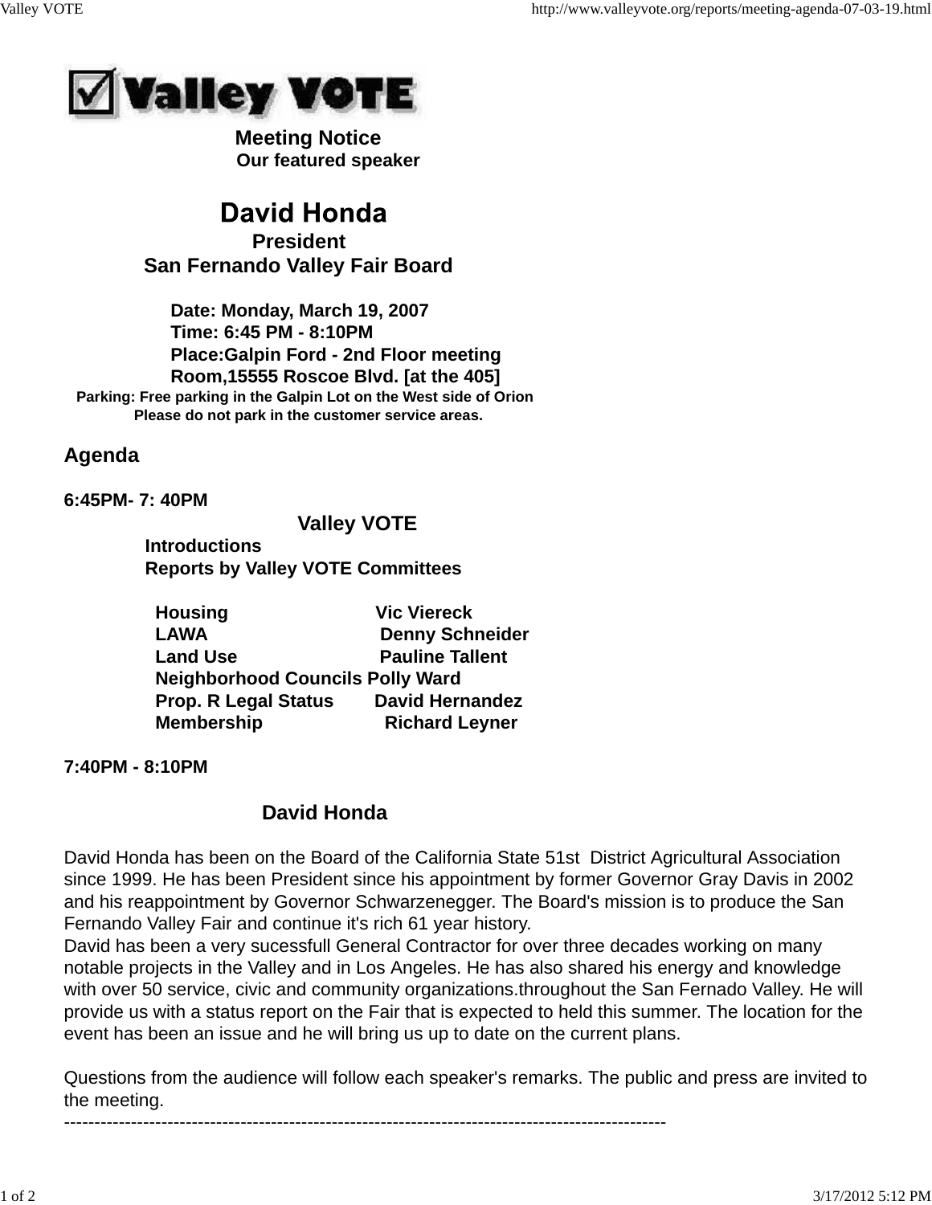# Valley VOTE

**Meeting Notice**

**Our featured speaker**

## David Honda

**President**

**San Fernando Valley Fair Board**

**Date: Monday, March 19, 2007**
**Time: 6:45 PM - 8:10PM**
**Place:Galpin Ford - 2nd Floor meeting Room,15555 Roscoe Blvd. [at the 405]**
**Parking: Free parking in the Galpin Lot on the West side of Orion**
**Please do not park in the customer service areas.**

## Agenda

**6:45PM- 7: 40PM**

**Valley VOTE**

**Introductions**
**Reports by Valley VOTE Committees**

| | |
|---|---|
| **Housing** | **Vic Viereck** |
| **LAWA** | **Denny Schneider** |
| **Land Use** | **Pauline Tallent** |
| **Neighborhood Councils** | **Polly Ward** |
| **Prop. R Legal Status** | **David Hernandez** |
| **Membership** | **Richard Leyner** |

**7:40PM - 8:10PM**

**David Honda**

David Honda has been on the Board of the California State 51st District Agricultural Association since 1999. He has been President since his appointment by former Governor Gray Davis in 2002 and his reappointment by Governor Schwarzenegger. The Board's mission is to produce the San Fernando Valley Fair and continue it's rich 61 year history.
David has been a very sucessfull General Contractor for over three decades working on many notable projects in the Valley and in Los Angeles. He has also shared his energy and knowledge with over 50 service, civic and community organizations.throughout the San Fernado Valley. He will provide us with a status report on the Fair that is expected to held this summer. The location for the event has been an issue and he will bring us up to date on the current plans.

Questions from the audience will follow each speaker's remarks. The public and press are invited to the meeting.

---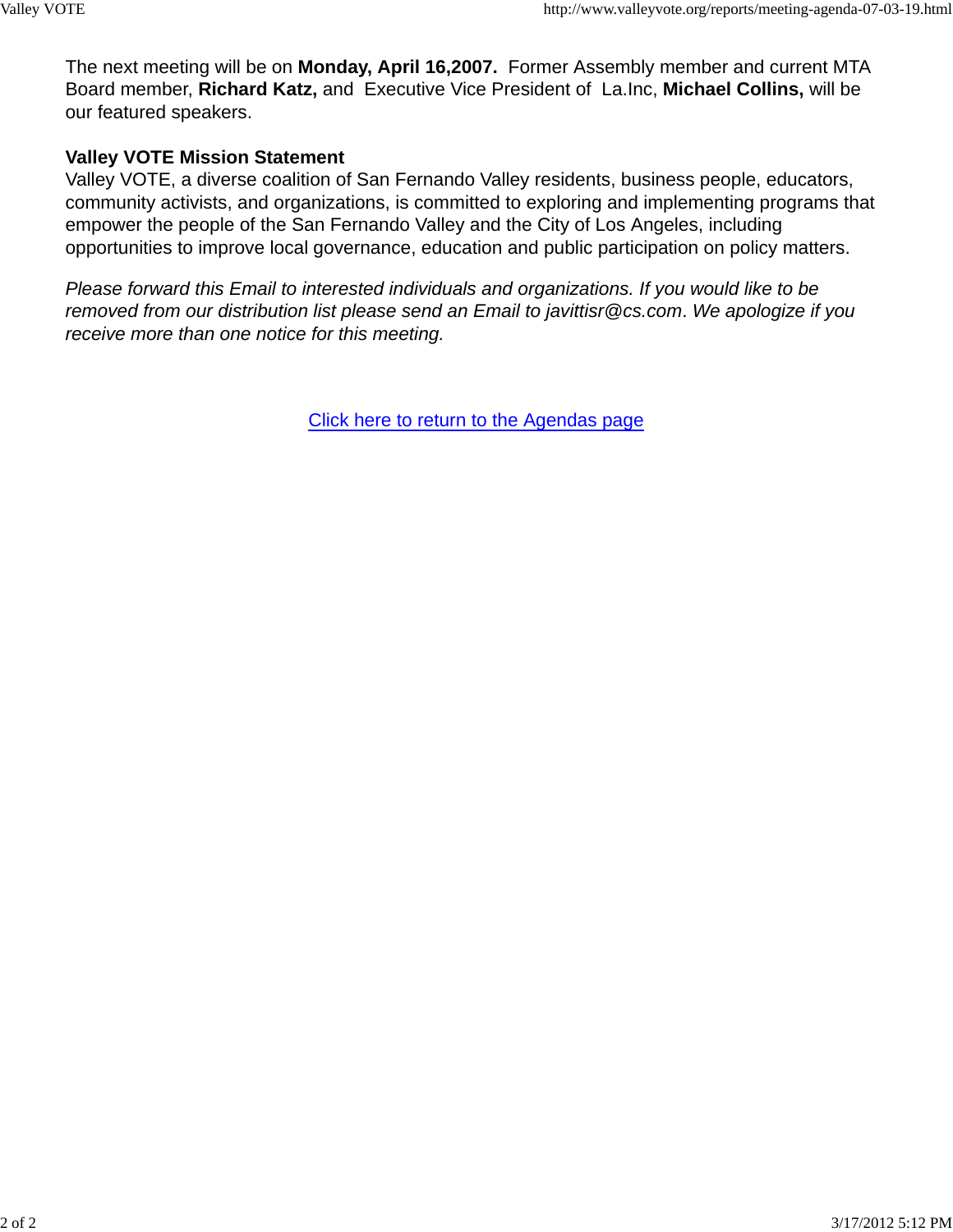The next meeting will be on **Monday, April 16,2007.** Former Assembly member and current MTA Board member, **Richard Katz,** and Executive Vice President of La.Inc, **Michael Collins,** will be our featured speakers.

**Valley VOTE Mission Statement**

Valley VOTE, a diverse coalition of San Fernando Valley residents, business people, educators, community activists, and organizations, is committed to exploring and implementing programs that empower the people of the San Fernando Valley and the City of Los Angeles, including opportunities to improve local governance, education and public participation on policy matters.

*Please forward this Email to interested individuals and organizations. If you would like to be removed from our distribution list please send an Email to javittisr@cs.com. We apologize if you receive more than one notice for this meeting.*

Click here to return to the Agendas page